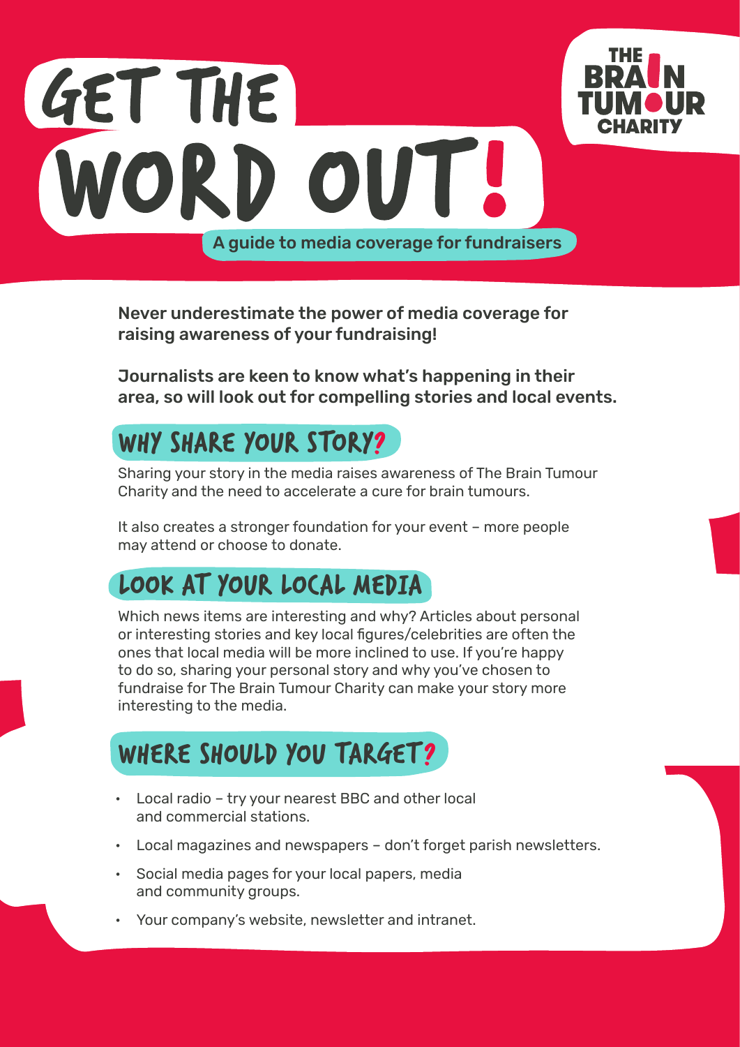# GET THE WORD OUT!

**A guide to media coverage for fundraisers**

THE BRAIN TUMOUR CHARITY

**Never underestimate the power of media coverage for raising awareness of your fundraising!**

**Journalists are keen to know what's happening in their area, so will look out for compelling stories and local events.**

## WHY SHARE YOUR STORY?

Sharing your story in the media raises awareness of The Brain Tumour Charity and the need to accelerate a cure for brain tumours.

It also creates a stronger foundation for your event – more people may attend or choose to donate.

## LOOK AT YOUR LOCAL MEDIA

Which news items are interesting and why? Articles about personal or interesting stories and key local figures/celebrities are often the ones that local media will be more inclined to use. If you're happy to do so, sharing your personal story and why you've chosen to fundraise for The Brain Tumour Charity can make your story more interesting to the media.

## WHERE SHOULD YOU TARGET?

- Local radio – try your nearest BBC and other local and commercial stations.
- Local magazines and newspapers – don't forget parish newsletters.
- Social media pages for your local papers, media and community groups.
- Your company's website, newsletter and intranet.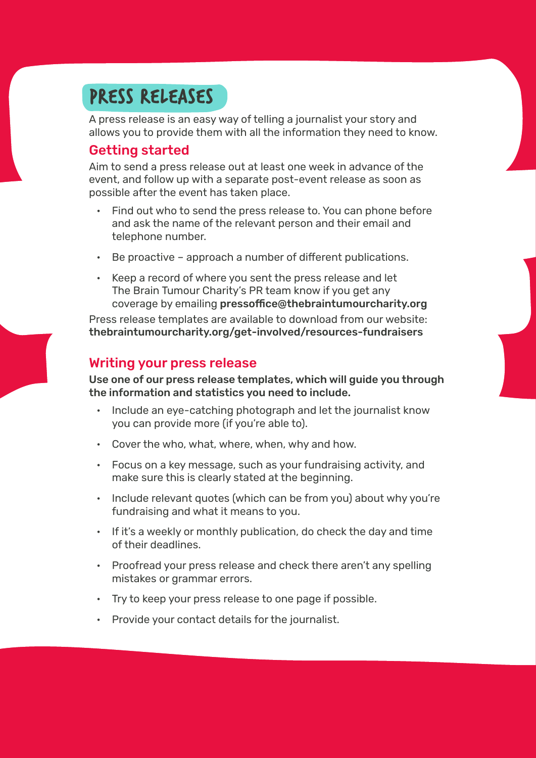# PRESS RELEASES

A press release is an easy way of telling a journalist your story and allows you to provide them with all the information they need to know.

## Getting started

Aim to send a press release out at least one week in advance of the event, and follow up with a separate post-event release as soon as possible after the event has taken place.

- Find out who to send the press release to. You can phone before and ask the name of the relevant person and their email and telephone number.
- Be proactive – approach a number of different publications.
- Keep a record of where you sent the press release and let The Brain Tumour Charity's PR team know if you get any coverage by emailing **pressoffice@thebraintumourcharity.org**

Press release templates are available to download from our website: **thebraintumourcharity.org/get-involved/resources-fundraisers**

## Writing your press release

**Use one of our press release templates, which will guide you through the information and statistics you need to include.**

- Include an eye-catching photograph and let the journalist know you can provide more (if you're able to).
- Cover the who, what, where, when, why and how.
- Focus on a key message, such as your fundraising activity, and make sure this is clearly stated at the beginning.
- Include relevant quotes (which can be from you) about why you're fundraising and what it means to you.
- If it's a weekly or monthly publication, do check the day and time of their deadlines.
- Proofread your press release and check there aren't any spelling mistakes or grammar errors.
- Try to keep your press release to one page if possible.
- Provide your contact details for the journalist.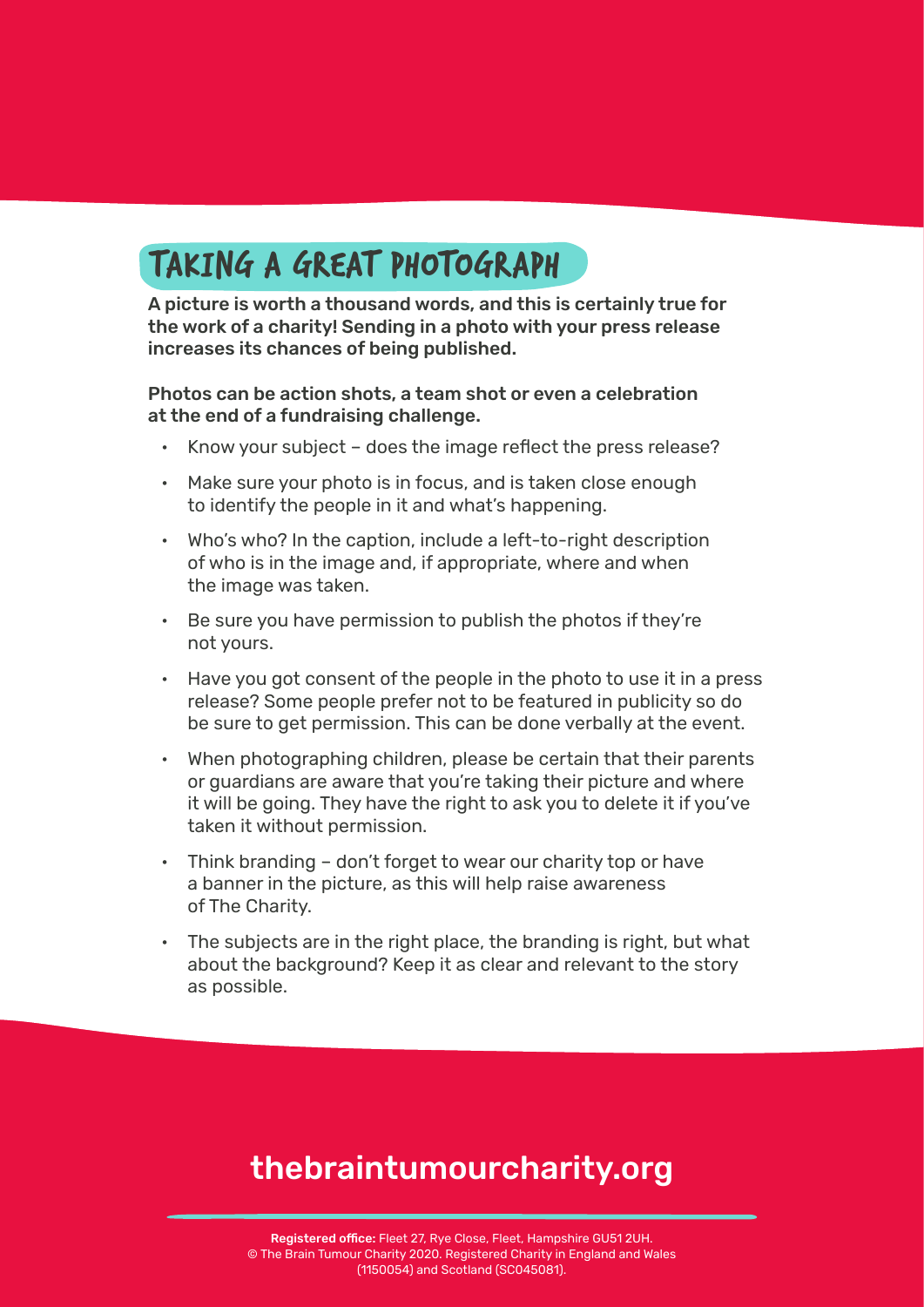## TAKING A GREAT PHOTOGRAPH

**A picture is worth a thousand words, and this is certainly true for the work of a charity! Sending in a photo with your press release increases its chances of being published.**

**Photos can be action shots, a team shot or even a celebration at the end of a fundraising challenge.**

- Know your subject – does the image reflect the press release?
- Make sure your photo is in focus, and is taken close enough to identify the people in it and what's happening.
- Who's who? In the caption, include a left-to-right description of who is in the image and, if appropriate, where and when the image was taken.
- Be sure you have permission to publish the photos if they're not yours.
- Have you got consent of the people in the photo to use it in a press release? Some people prefer not to be featured in publicity so do be sure to get permission. This can be done verbally at the event.
- When photographing children, please be certain that their parents or guardians are aware that you're taking their picture and where it will be going. They have the right to ask you to delete it if you've taken it without permission.
- Think branding – don't forget to wear our charity top or have a banner in the picture, as this will help raise awareness of The Charity.
- The subjects are in the right place, the branding is right, but what about the background? Keep it as clear and relevant to the story as possible.

**thebraintumourcharity.org**

**Registered office:** Fleet 27, Rye Close, Fleet, Hampshire GU51 2UH.
© The Brain Tumour Charity 2020. Registered Charity in England and Wales (1150054) and Scotland (SC045081).